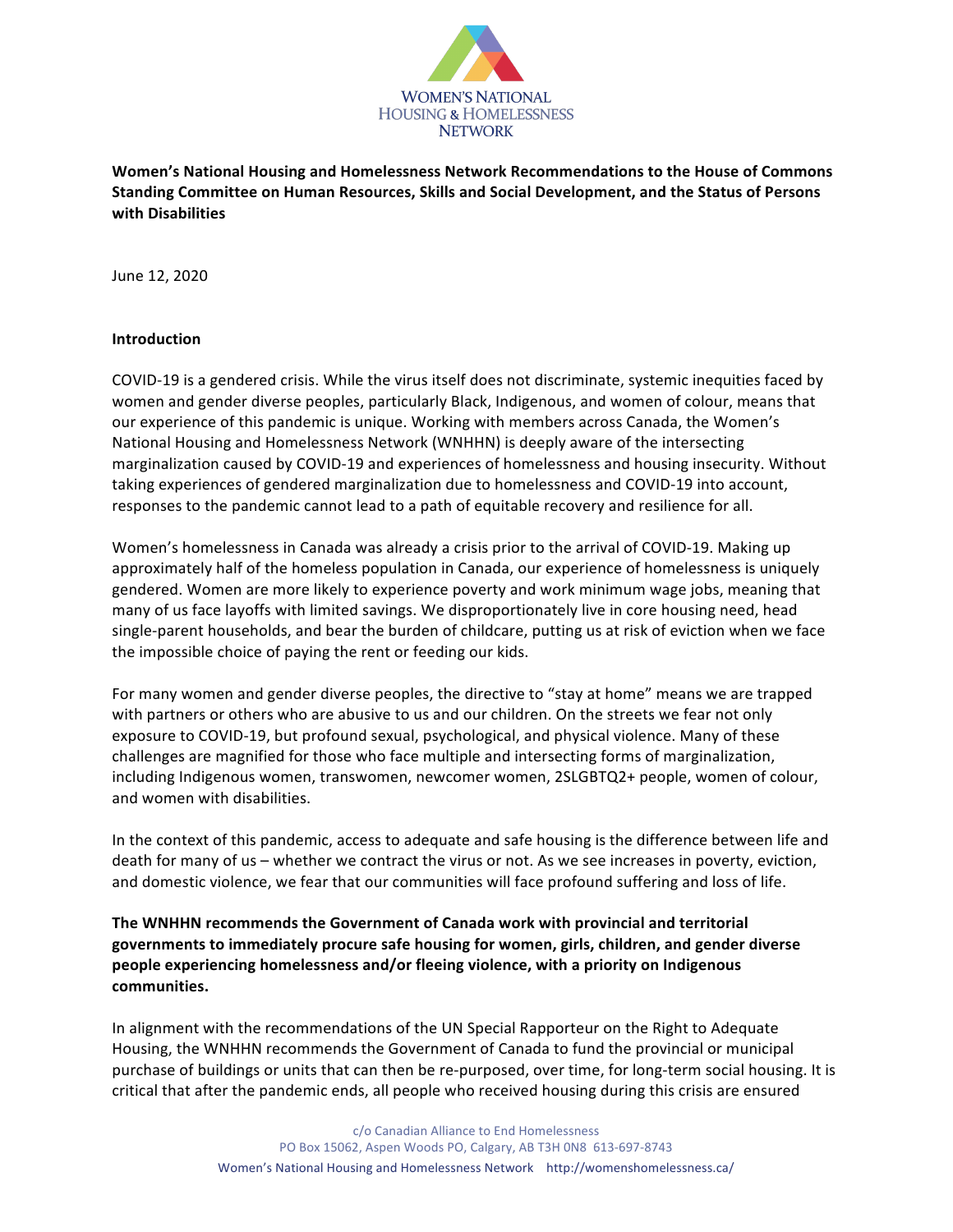WOMEN'S NATIONAL HOUSING & HOMELESSNESS NETWORK

**Women's National Housing and Homelessness Network Recommendations to the House of Commons Standing Committee on Human Resources, Skills and Social Development, and the Status of Persons with Disabilities**

June 12, 2020

**Introduction**

COVID-19 is a gendered crisis. While the virus itself does not discriminate, systemic inequities faced by women and gender diverse peoples, particularly Black, Indigenous, and women of colour, means that our experience of this pandemic is unique. Working with members across Canada, the Women's National Housing and Homelessness Network (WNHHN) is deeply aware of the intersecting marginalization caused by COVID-19 and experiences of homelessness and housing insecurity. Without taking experiences of gendered marginalization due to homelessness and COVID-19 into account, responses to the pandemic cannot lead to a path of equitable recovery and resilience for all.

Women's homelessness in Canada was already a crisis prior to the arrival of COVID-19. Making up approximately half of the homeless population in Canada, our experience of homelessness is uniquely gendered. Women are more likely to experience poverty and work minimum wage jobs, meaning that many of us face layoffs with limited savings. We disproportionately live in core housing need, head single-parent households, and bear the burden of childcare, putting us at risk of eviction when we face the impossible choice of paying the rent or feeding our kids.

For many women and gender diverse peoples, the directive to "stay at home" means we are trapped with partners or others who are abusive to us and our children. On the streets we fear not only exposure to COVID-19, but profound sexual, psychological, and physical violence. Many of these challenges are magnified for those who face multiple and intersecting forms of marginalization, including Indigenous women, transwomen, newcomer women, 2SLGBTQ2+ people, women of colour, and women with disabilities.

In the context of this pandemic, access to adequate and safe housing is the difference between life and death for many of us – whether we contract the virus or not. As we see increases in poverty, eviction, and domestic violence, we fear that our communities will face profound suffering and loss of life.

**The WNHHN recommends the Government of Canada work with provincial and territorial governments to immediately procure safe housing for women, girls, children, and gender diverse people experiencing homelessness and/or fleeing violence, with a priority on Indigenous communities.**

In alignment with the recommendations of the UN Special Rapporteur on the Right to Adequate Housing, the WNHHN recommends the Government of Canada to fund the provincial or municipal purchase of buildings or units that can then be re-purposed, over time, for long-term social housing. It is critical that after the pandemic ends, all people who received housing during this crisis are ensured

c/o Canadian Alliance to End Homelessness
PO Box 15062, Aspen Woods PO, Calgary, AB T3H 0N8 613-697-8743
Women's National Housing and Homelessness Network http://womenshomelessness.ca/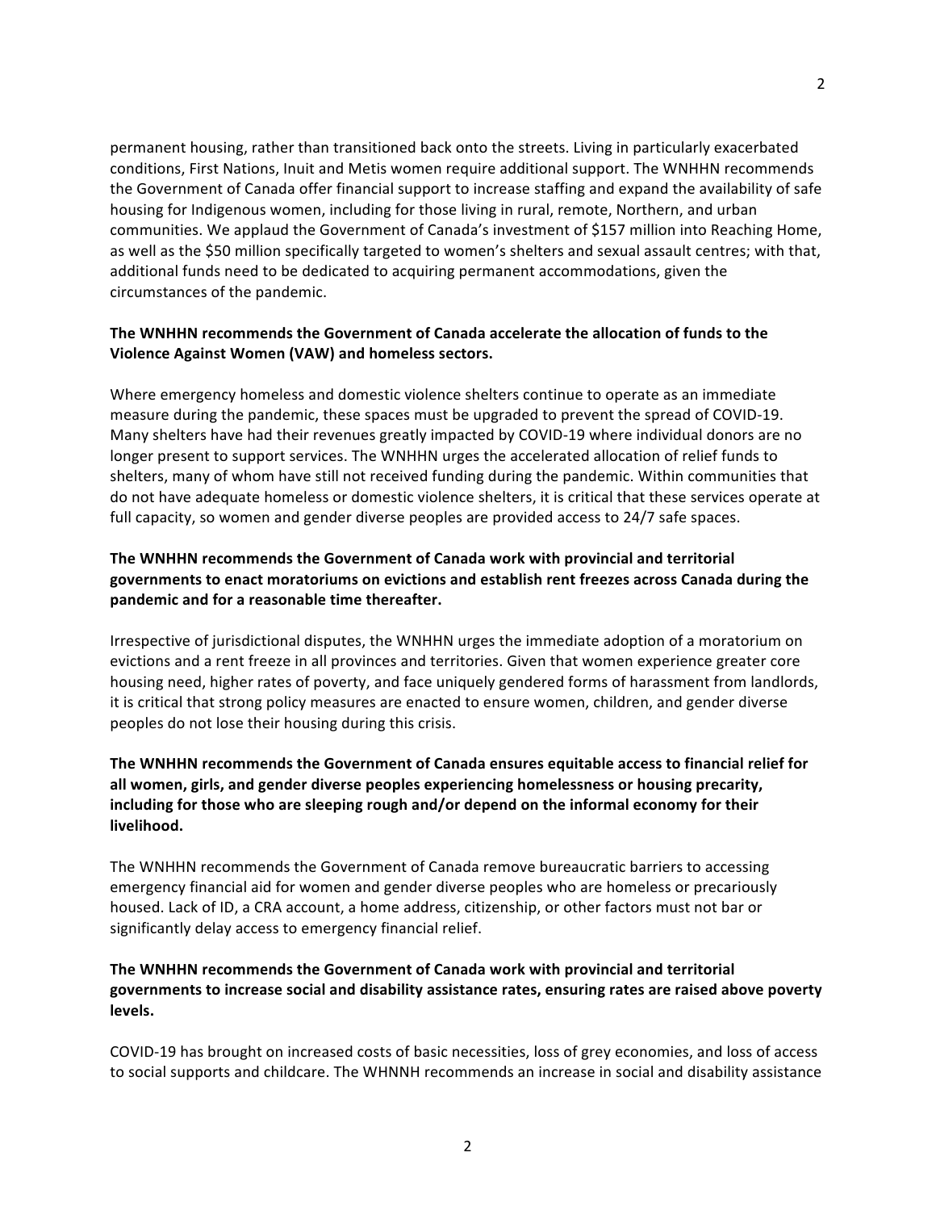permanent housing, rather than transitioned back onto the streets. Living in particularly exacerbated conditions, First Nations, Inuit and Metis women require additional support. The WNHHN recommends the Government of Canada offer financial support to increase staffing and expand the availability of safe housing for Indigenous women, including for those living in rural, remote, Northern, and urban communities. We applaud the Government of Canada's investment of $157 million into Reaching Home, as well as the $50 million specifically targeted to women's shelters and sexual assault centres; with that, additional funds need to be dedicated to acquiring permanent accommodations, given the circumstances of the pandemic.

**The WNHHN recommends the Government of Canada accelerate the allocation of funds to the Violence Against Women (VAW) and homeless sectors.**

Where emergency homeless and domestic violence shelters continue to operate as an immediate measure during the pandemic, these spaces must be upgraded to prevent the spread of COVID-19. Many shelters have had their revenues greatly impacted by COVID-19 where individual donors are no longer present to support services. The WNHHN urges the accelerated allocation of relief funds to shelters, many of whom have still not received funding during the pandemic. Within communities that do not have adequate homeless or domestic violence shelters, it is critical that these services operate at full capacity, so women and gender diverse peoples are provided access to 24/7 safe spaces.

**The WNHHN recommends the Government of Canada work with provincial and territorial governments to enact moratoriums on evictions and establish rent freezes across Canada during the pandemic and for a reasonable time thereafter.**

Irrespective of jurisdictional disputes, the WNHHN urges the immediate adoption of a moratorium on evictions and a rent freeze in all provinces and territories. Given that women experience greater core housing need, higher rates of poverty, and face uniquely gendered forms of harassment from landlords, it is critical that strong policy measures are enacted to ensure women, children, and gender diverse peoples do not lose their housing during this crisis.

**The WNHHN recommends the Government of Canada ensures equitable access to financial relief for all women, girls, and gender diverse peoples experiencing homelessness or housing precarity, including for those who are sleeping rough and/or depend on the informal economy for their livelihood.**

The WNHHN recommends the Government of Canada remove bureaucratic barriers to accessing emergency financial aid for women and gender diverse peoples who are homeless or precariously housed. Lack of ID, a CRA account, a home address, citizenship, or other factors must not bar or significantly delay access to emergency financial relief.

**The WNHHN recommends the Government of Canada work with provincial and territorial governments to increase social and disability assistance rates, ensuring rates are raised above poverty levels.**

COVID-19 has brought on increased costs of basic necessities, loss of grey economies, and loss of access to social supports and childcare. The WHNNH recommends an increase in social and disability assistance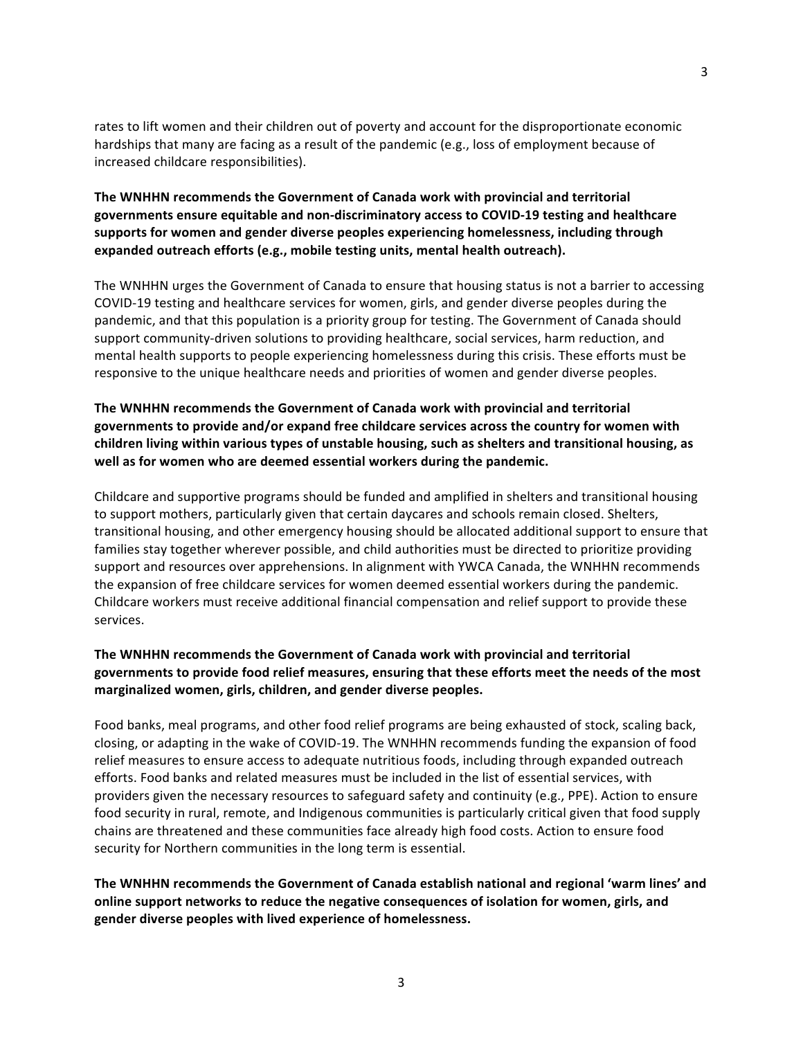rates to lift women and their children out of poverty and account for the disproportionate economic hardships that many are facing as a result of the pandemic (e.g., loss of employment because of increased childcare responsibilities).

**The WNHHN recommends the Government of Canada work with provincial and territorial governments ensure equitable and non-discriminatory access to COVID-19 testing and healthcare supports for women and gender diverse peoples experiencing homelessness, including through expanded outreach efforts (e.g., mobile testing units, mental health outreach).**

The WNHHN urges the Government of Canada to ensure that housing status is not a barrier to accessing COVID-19 testing and healthcare services for women, girls, and gender diverse peoples during the pandemic, and that this population is a priority group for testing. The Government of Canada should support community-driven solutions to providing healthcare, social services, harm reduction, and mental health supports to people experiencing homelessness during this crisis. These efforts must be responsive to the unique healthcare needs and priorities of women and gender diverse peoples.

**The WNHHN recommends the Government of Canada work with provincial and territorial governments to provide and/or expand free childcare services across the country for women with children living within various types of unstable housing, such as shelters and transitional housing, as well as for women who are deemed essential workers during the pandemic.**

Childcare and supportive programs should be funded and amplified in shelters and transitional housing to support mothers, particularly given that certain daycares and schools remain closed. Shelters, transitional housing, and other emergency housing should be allocated additional support to ensure that families stay together wherever possible, and child authorities must be directed to prioritize providing support and resources over apprehensions. In alignment with YWCA Canada, the WNHHN recommends the expansion of free childcare services for women deemed essential workers during the pandemic. Childcare workers must receive additional financial compensation and relief support to provide these services.

**The WNHHN recommends the Government of Canada work with provincial and territorial governments to provide food relief measures, ensuring that these efforts meet the needs of the most marginalized women, girls, children, and gender diverse peoples.**

Food banks, meal programs, and other food relief programs are being exhausted of stock, scaling back, closing, or adapting in the wake of COVID-19. The WNHHN recommends funding the expansion of food relief measures to ensure access to adequate nutritious foods, including through expanded outreach efforts. Food banks and related measures must be included in the list of essential services, with providers given the necessary resources to safeguard safety and continuity (e.g., PPE). Action to ensure food security in rural, remote, and Indigenous communities is particularly critical given that food supply chains are threatened and these communities face already high food costs. Action to ensure food security for Northern communities in the long term is essential.

**The WNHHN recommends the Government of Canada establish national and regional 'warm lines' and online support networks to reduce the negative consequences of isolation for women, girls, and gender diverse peoples with lived experience of homelessness.**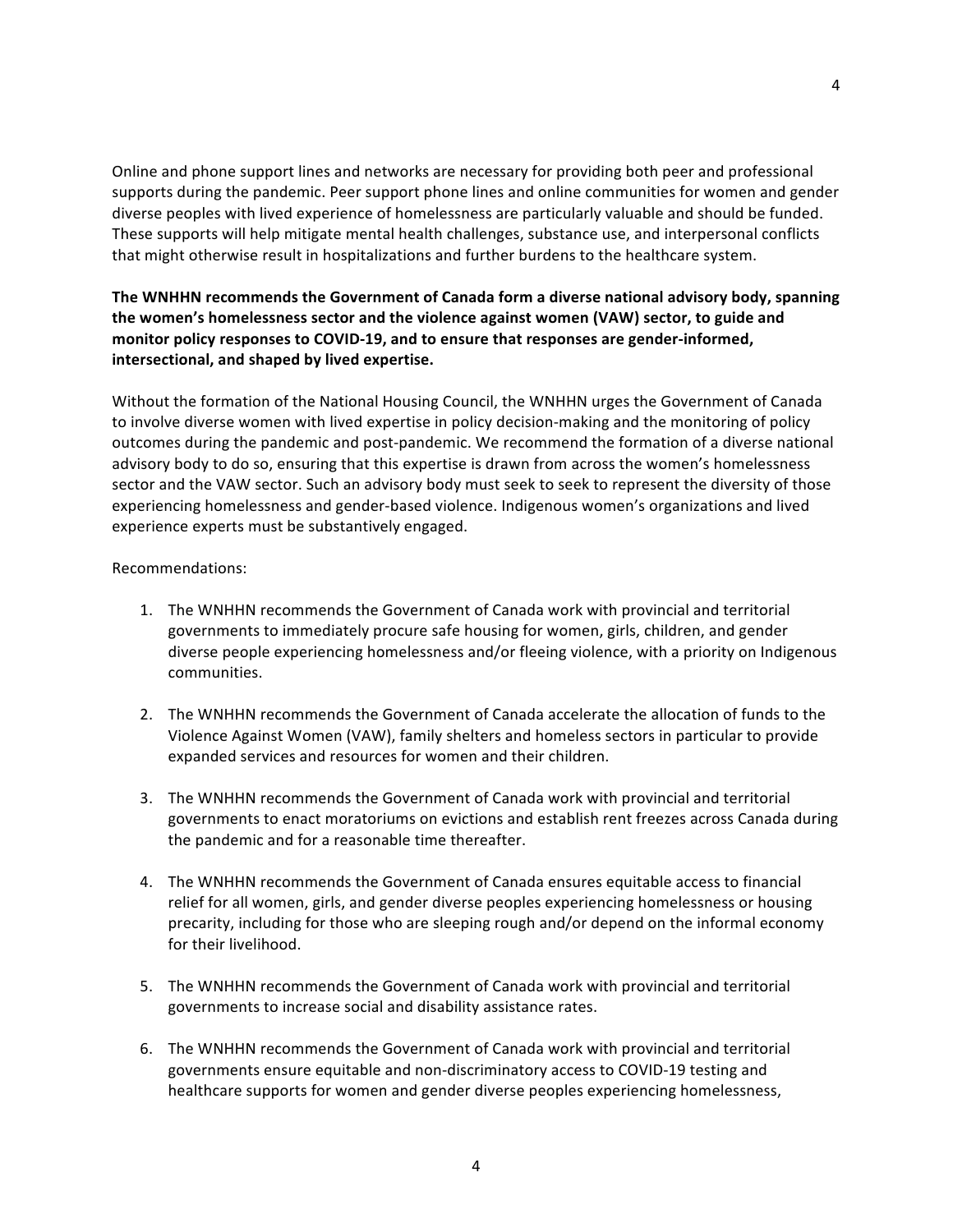Online and phone support lines and networks are necessary for providing both peer and professional supports during the pandemic. Peer support phone lines and online communities for women and gender diverse peoples with lived experience of homelessness are particularly valuable and should be funded. These supports will help mitigate mental health challenges, substance use, and interpersonal conflicts that might otherwise result in hospitalizations and further burdens to the healthcare system.

**The WNHHN recommends the Government of Canada form a diverse national advisory body, spanning the women's homelessness sector and the violence against women (VAW) sector, to guide and monitor policy responses to COVID-19, and to ensure that responses are gender-informed, intersectional, and shaped by lived expertise.**

Without the formation of the National Housing Council, the WNHHN urges the Government of Canada to involve diverse women with lived expertise in policy decision-making and the monitoring of policy outcomes during the pandemic and post-pandemic. We recommend the formation of a diverse national advisory body to do so, ensuring that this expertise is drawn from across the women's homelessness sector and the VAW sector. Such an advisory body must seek to seek to represent the diversity of those experiencing homelessness and gender-based violence. Indigenous women's organizations and lived experience experts must be substantively engaged.

Recommendations:

1. The WNHHN recommends the Government of Canada work with provincial and territorial governments to immediately procure safe housing for women, girls, children, and gender diverse people experiencing homelessness and/or fleeing violence, with a priority on Indigenous communities.

2. The WNHHN recommends the Government of Canada accelerate the allocation of funds to the Violence Against Women (VAW), family shelters and homeless sectors in particular to provide expanded services and resources for women and their children.

3. The WNHHN recommends the Government of Canada work with provincial and territorial governments to enact moratoriums on evictions and establish rent freezes across Canada during the pandemic and for a reasonable time thereafter.

4. The WNHHN recommends the Government of Canada ensures equitable access to financial relief for all women, girls, and gender diverse peoples experiencing homelessness or housing precarity, including for those who are sleeping rough and/or depend on the informal economy for their livelihood.

5. The WNHHN recommends the Government of Canada work with provincial and territorial governments to increase social and disability assistance rates.

6. The WNHHN recommends the Government of Canada work with provincial and territorial governments ensure equitable and non-discriminatory access to COVID-19 testing and healthcare supports for women and gender diverse peoples experiencing homelessness,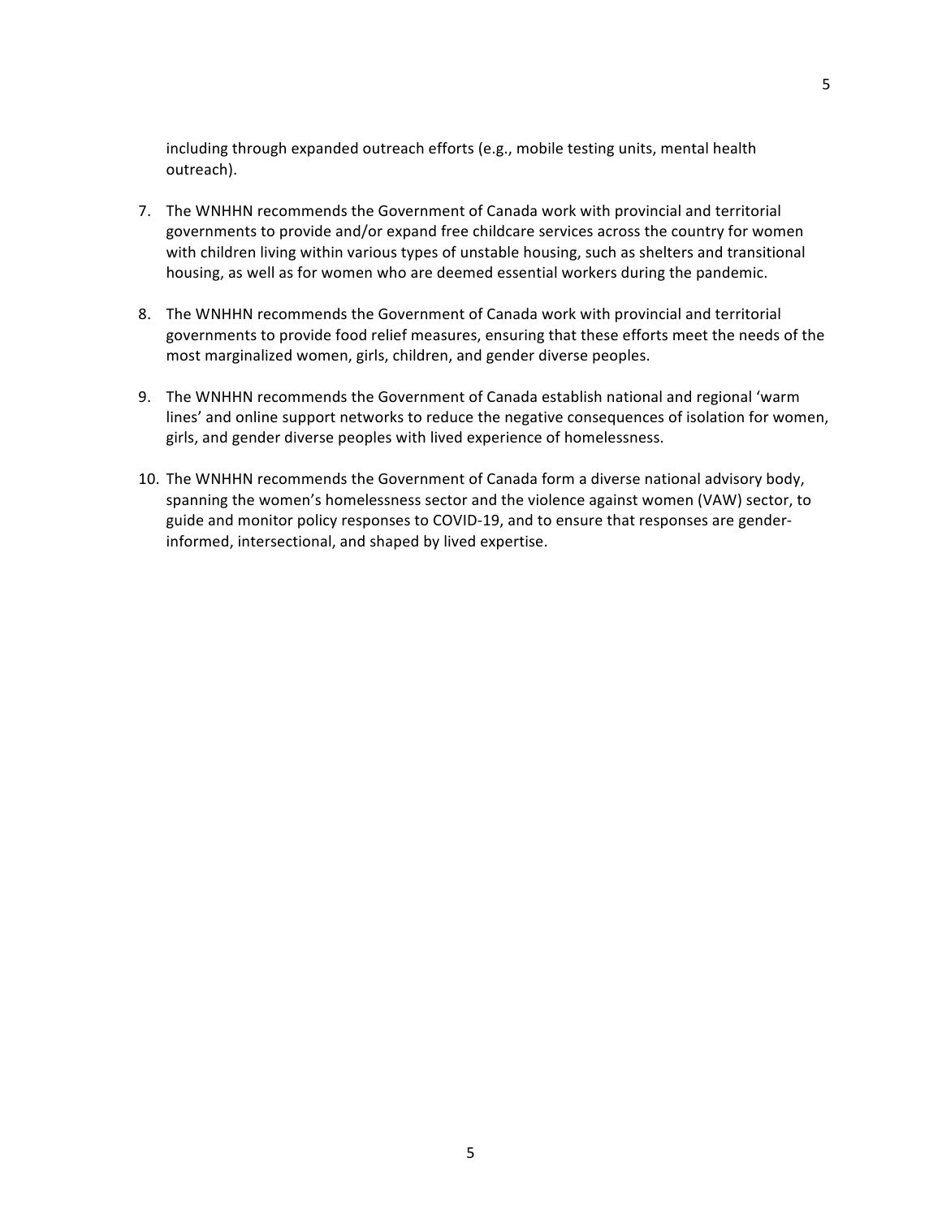including through expanded outreach efforts (e.g., mobile testing units, mental health outreach).

7. The WNHHN recommends the Government of Canada work with provincial and territorial governments to provide and/or expand free childcare services across the country for women with children living within various types of unstable housing, such as shelters and transitional housing, as well as for women who are deemed essential workers during the pandemic.

8. The WNHHN recommends the Government of Canada work with provincial and territorial governments to provide food relief measures, ensuring that these efforts meet the needs of the most marginalized women, girls, children, and gender diverse peoples.

9. The WNHHN recommends the Government of Canada establish national and regional 'warm lines' and online support networks to reduce the negative consequences of isolation for women, girls, and gender diverse peoples with lived experience of homelessness.

10. The WNHHN recommends the Government of Canada form a diverse national advisory body, spanning the women's homelessness sector and the violence against women (VAW) sector, to guide and monitor policy responses to COVID-19, and to ensure that responses are gender-informed, intersectional, and shaped by lived expertise.